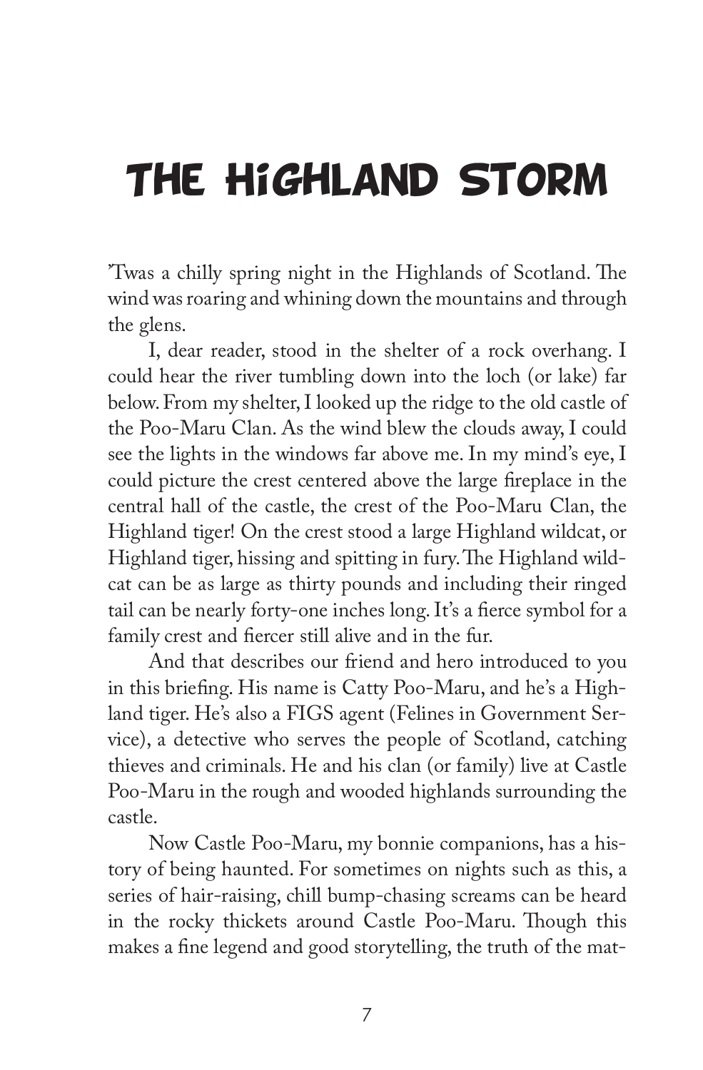# THE HIGHLAND STORM

'Twas a chilly spring night in the Highlands of Scotland. The wind was roaring and whining down the mountains and through the glens.

I, dear reader, stood in the shelter of a rock overhang. I could hear the river tumbling down into the loch (or lake) far below. From my shelter, I looked up the ridge to the old castle of the Poo-Maru Clan. As the wind blew the clouds away, I could see the lights in the windows far above me. In my mind's eye, I could picture the crest centered above the large fireplace in the central hall of the castle, the crest of the Poo-Maru Clan, the Highland tiger! On the crest stood a large Highland wildcat, or Highland tiger, hissing and spitting in fury. The Highland wildcat can be as large as thirty pounds and including their ringed tail can be nearly forty-one inches long. It's a fierce symbol for a family crest and fiercer still alive and in the fur.

And that describes our friend and hero introduced to you in this briefing. His name is Catty Poo-Maru, and he's a Highland tiger. He's also a FIGS agent (Felines in Government Service), a detective who serves the people of Scotland, catching thieves and criminals. He and his clan (or family) live at Castle Poo-Maru in the rough and wooded highlands surrounding the castle.

Now Castle Poo-Maru, my bonnie companions, has a history of being haunted. For sometimes on nights such as this, a series of hair-raising, chill bump-chasing screams can be heard in the rocky thickets around Castle Poo-Maru. Though this makes a fine legend and good storytelling, the truth of the mat-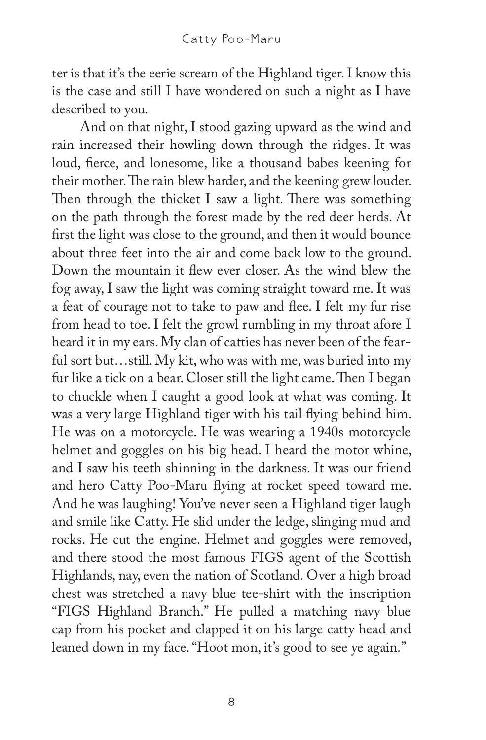ter is that it's the eerie scream of the Highland tiger. I know this is the case and still I have wondered on such a night as I have described to you.

And on that night, I stood gazing upward as the wind and rain increased their howling down through the ridges. It was loud, fierce, and lonesome, like a thousand babes keening for their mother. The rain blew harder, and the keening grew louder. Then through the thicket I saw a light. There was something on the path through the forest made by the red deer herds. At first the light was close to the ground, and then it would bounce about three feet into the air and come back low to the ground. Down the mountain it flew ever closer. As the wind blew the fog away, I saw the light was coming straight toward me. It was a feat of courage not to take to paw and flee. I felt my fur rise from head to toe. I felt the growl rumbling in my throat afore I heard it in my ears. My clan of catties has never been of the fearful sort but…still. My kit, who was with me, was buried into my fur like a tick on a bear. Closer still the light came. Then I began to chuckle when I caught a good look at what was coming. It was a very large Highland tiger with his tail flying behind him. He was on a motorcycle. He was wearing a 1940s motorcycle helmet and goggles on his big head. I heard the motor whine, and I saw his teeth shinning in the darkness. It was our friend and hero Catty Poo-Maru flying at rocket speed toward me. And he was laughing! You've never seen a Highland tiger laugh and smile like Catty. He slid under the ledge, slinging mud and rocks. He cut the engine. Helmet and goggles were removed, and there stood the most famous FIGS agent of the Scottish Highlands, nay, even the nation of Scotland. Over a high broad chest was stretched a navy blue tee-shirt with the inscription "FIGS Highland Branch." He pulled a matching navy blue cap from his pocket and clapped it on his large catty head and leaned down in my face. "Hoot mon, it's good to see ye again."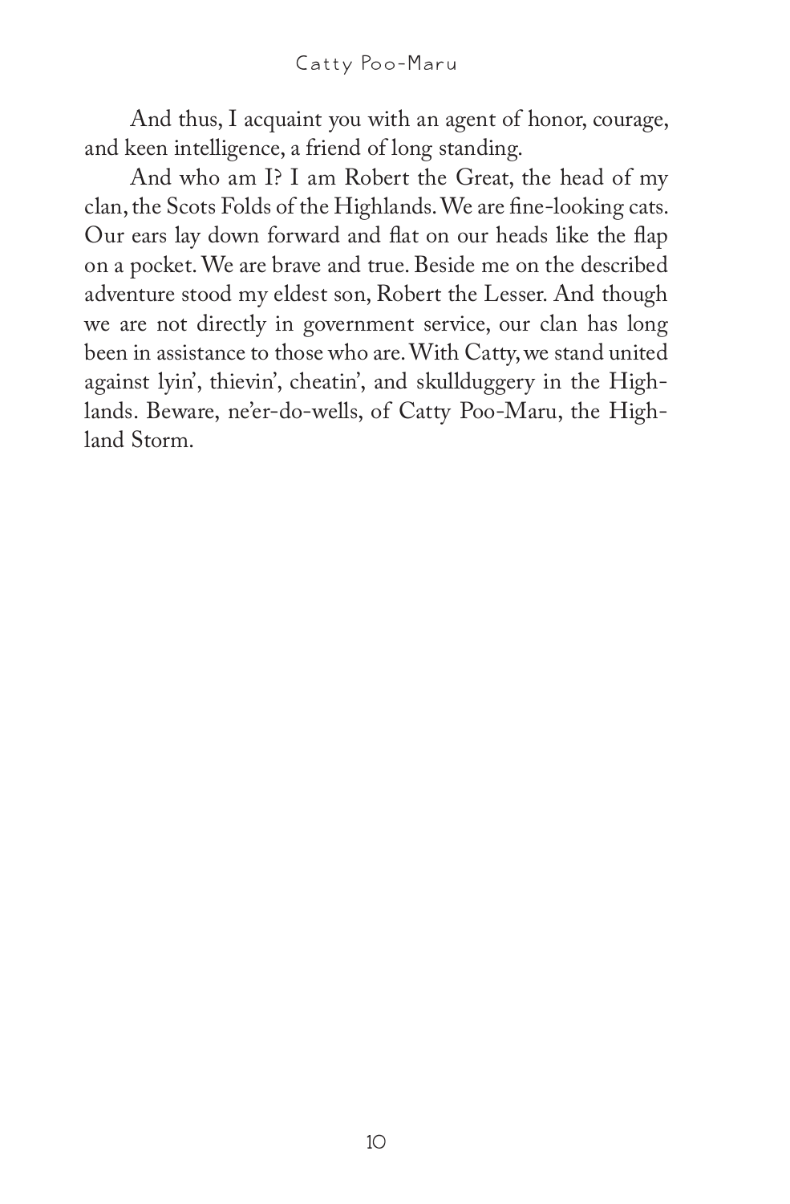And thus, I acquaint you with an agent of honor, courage, and keen intelligence, a friend of long standing.

And who am I? I am Robert the Great, the head of my clan, the Scots Folds of the Highlands. We are fine-looking cats. Our ears lay down forward and flat on our heads like the flap on a pocket. We are brave and true. Beside me on the described adventure stood my eldest son, Robert the Lesser. And though we are not directly in government service, our clan has long been in assistance to those who are. With Catty, we stand united against lyin', thievin', cheatin', and skullduggery in the Highlands. Beware, ne'er-do-wells, of Catty Poo-Maru, the Highland Storm.